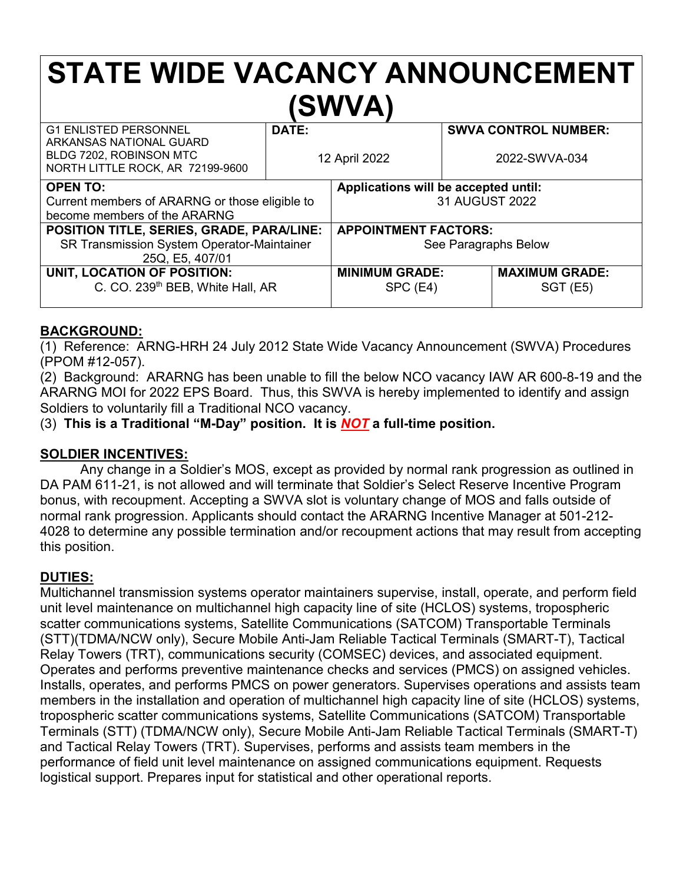# STATE WIDE VACANCY ANNOUNCEMENT (SWVA)

| G1 ENLISTED PERSONNEL<br>ARKANSAS NATIONAL GUARD<br>BLDG 7202, ROBINSON MTC<br>NORTH LITTLE ROCK, AR 72199-9600 | **DATE:**<br>12 April 2022 | | **SWVA CONTROL NUMBER:**<br>2022-SWVA-034 |
|---|---|---|---|
| **OPEN TO:**<br>Current members of ARARNG or those eligible to become members of the ARARNG | **Applications will be accepted until:**<br>31 AUGUST 2022 | | |
| **POSITION TITLE, SERIES, GRADE, PARA/LINE:**<br>SR Transmission System Operator-Maintainer<br>25Q, E5, 407/01 | **APPOINTMENT FACTORS:**<br>See Paragraphs Below | | |
| **UNIT, LOCATION OF POSITION:**<br>C. CO. 239th BEB, White Hall, AR | **MINIMUM GRADE:**<br>SPC (E4) | | **MAXIMUM GRADE:**<br>SGT (E5) |

## BACKGROUND:

(1) Reference: ARNG-HRH 24 July 2012 State Wide Vacancy Announcement (SWVA) Procedures (PPOM #12-057).

(2) Background: ARARNG has been unable to fill the below NCO vacancy IAW AR 600-8-19 and the ARARNG MOI for 2022 EPS Board. Thus, this SWVA is hereby implemented to identify and assign Soldiers to voluntarily fill a Traditional NCO vacancy.

(3) **This is a Traditional "M-Day" position. It is *NOT* a full-time position.**

## SOLDIER INCENTIVES:

Any change in a Soldier's MOS, except as provided by normal rank progression as outlined in DA PAM 611-21, is not allowed and will terminate that Soldier's Select Reserve Incentive Program bonus, with recoupment. Accepting a SWVA slot is voluntary change of MOS and falls outside of normal rank progression. Applicants should contact the ARARNG Incentive Manager at 501-212-4028 to determine any possible termination and/or recoupment actions that may result from accepting this position.

## DUTIES:

Multichannel transmission systems operator maintainers supervise, install, operate, and perform field unit level maintenance on multichannel high capacity line of site (HCLOS) systems, tropospheric scatter communications systems, Satellite Communications (SATCOM) Transportable Terminals (STT)(TDMA/NCW only), Secure Mobile Anti-Jam Reliable Tactical Terminals (SMART-T), Tactical Relay Towers (TRT), communications security (COMSEC) devices, and associated equipment. Operates and performs preventive maintenance checks and services (PMCS) on assigned vehicles. Installs, operates, and performs PMCS on power generators. Supervises operations and assists team members in the installation and operation of multichannel high capacity line of site (HCLOS) systems, tropospheric scatter communications systems, Satellite Communications (SATCOM) Transportable Terminals (STT) (TDMA/NCW only), Secure Mobile Anti-Jam Reliable Tactical Terminals (SMART-T) and Tactical Relay Towers (TRT). Supervises, performs and assists team members in the performance of field unit level maintenance on assigned communications equipment. Requests logistical support. Prepares input for statistical and other operational reports.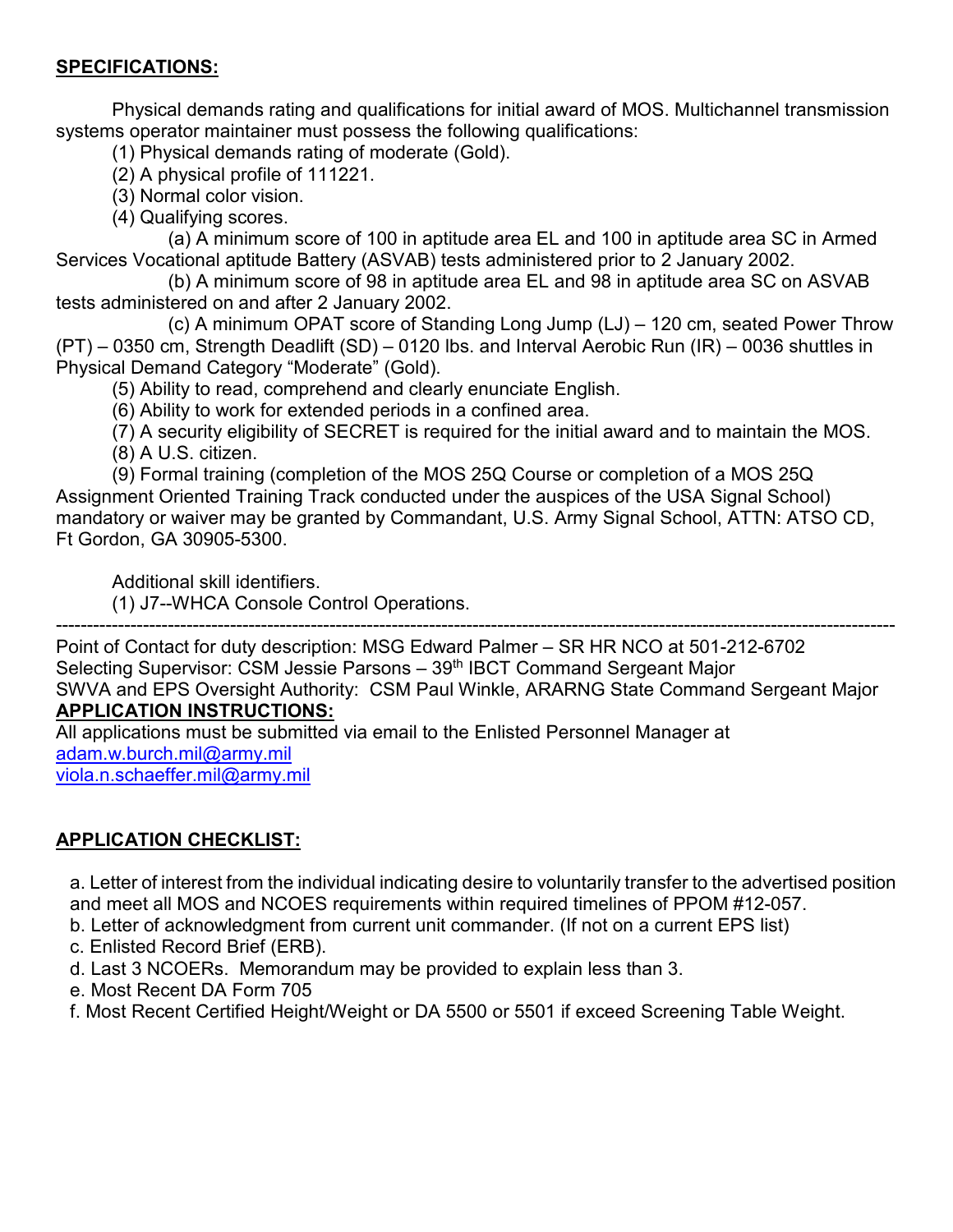**SPECIFICATIONS:**

Physical demands rating and qualifications for initial award of MOS. Multichannel transmission systems operator maintainer must possess the following qualifications:

(1) Physical demands rating of moderate (Gold).

(2) A physical profile of 111221.

(3) Normal color vision.

(4) Qualifying scores.

(a) A minimum score of 100 in aptitude area EL and 100 in aptitude area SC in Armed Services Vocational aptitude Battery (ASVAB) tests administered prior to 2 January 2002.

(b) A minimum score of 98 in aptitude area EL and 98 in aptitude area SC on ASVAB tests administered on and after 2 January 2002.

(c) A minimum OPAT score of Standing Long Jump (LJ) – 120 cm, seated Power Throw (PT) – 0350 cm, Strength Deadlift (SD) – 0120 lbs. and Interval Aerobic Run (IR) – 0036 shuttles in Physical Demand Category "Moderate" (Gold).

(5) Ability to read, comprehend and clearly enunciate English.

(6) Ability to work for extended periods in a confined area.

(7) A security eligibility of SECRET is required for the initial award and to maintain the MOS.

(8) A U.S. citizen.

(9) Formal training (completion of the MOS 25Q Course or completion of a MOS 25Q Assignment Oriented Training Track conducted under the auspices of the USA Signal School) mandatory or waiver may be granted by Commandant, U.S. Army Signal School, ATTN: ATSO CD, Ft Gordon, GA 30905-5300.

Additional skill identifiers.

(1) J7--WHCA Console Control Operations.

---

Point of Contact for duty description: MSG Edward Palmer – SR HR NCO at 501-212-6702
Selecting Supervisor: CSM Jessie Parsons – 39th IBCT Command Sergeant Major
SWVA and EPS Oversight Authority: CSM Paul Winkle, ARARNG State Command Sergeant Major

**APPLICATION INSTRUCTIONS:**

All applications must be submitted via email to the Enlisted Personnel Manager at
adam.w.burch.mil@army.mil
viola.n.schaeffer.mil@army.mil

**APPLICATION CHECKLIST:**

a. Letter of interest from the individual indicating desire to voluntarily transfer to the advertised position and meet all MOS and NCOES requirements within required timelines of PPOM #12-057.
b. Letter of acknowledgment from current unit commander. (If not on a current EPS list)
c. Enlisted Record Brief (ERB).
d. Last 3 NCOERs. Memorandum may be provided to explain less than 3.
e. Most Recent DA Form 705
f. Most Recent Certified Height/Weight or DA 5500 or 5501 if exceed Screening Table Weight.